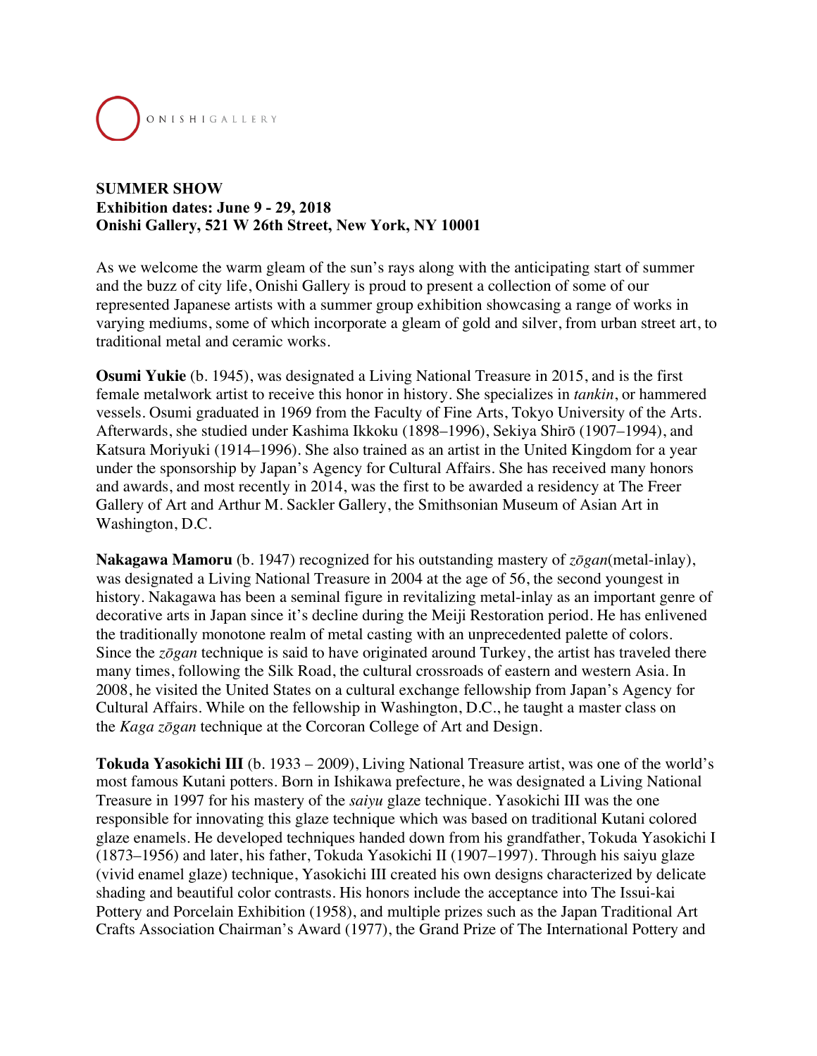ONISHIGALLERY

**SUMMER SHOW**
**Exhibition dates: June 9 - 29, 2018**
**Onishi Gallery, 521 W 26th Street, New York, NY 10001**

As we welcome the warm gleam of the sun's rays along with the anticipating start of summer and the buzz of city life, Onishi Gallery is proud to present a collection of some of our represented Japanese artists with a summer group exhibition showcasing a range of works in varying mediums, some of which incorporate a gleam of gold and silver, from urban street art, to traditional metal and ceramic works.

**Osumi Yukie** (b. 1945), was designated a Living National Treasure in 2015, and is the first female metalwork artist to receive this honor in history. She specializes in *tankin*, or hammered vessels. Osumi graduated in 1969 from the Faculty of Fine Arts, Tokyo University of the Arts. Afterwards, she studied under Kashima Ikkoku (1898–1996), Sekiya Shirō (1907–1994), and Katsura Moriyuki (1914–1996). She also trained as an artist in the United Kingdom for a year under the sponsorship by Japan's Agency for Cultural Affairs. She has received many honors and awards, and most recently in 2014, was the first to be awarded a residency at The Freer Gallery of Art and Arthur M. Sackler Gallery, the Smithsonian Museum of Asian Art in Washington, D.C.

**Nakagawa Mamoru** (b. 1947) recognized for his outstanding mastery of *zōgan*(metal-inlay), was designated a Living National Treasure in 2004 at the age of 56, the second youngest in history. Nakagawa has been a seminal figure in revitalizing metal-inlay as an important genre of decorative arts in Japan since it's decline during the Meiji Restoration period. He has enlivened the traditionally monotone realm of metal casting with an unprecedented palette of colors. Since the *zōgan* technique is said to have originated around Turkey, the artist has traveled there many times, following the Silk Road, the cultural crossroads of eastern and western Asia. In 2008, he visited the United States on a cultural exchange fellowship from Japan's Agency for Cultural Affairs. While on the fellowship in Washington, D.C., he taught a master class on the *Kaga zōgan* technique at the Corcoran College of Art and Design.

**Tokuda Yasokichi III** (b. 1933 – 2009), Living National Treasure artist, was one of the world's most famous Kutani potters. Born in Ishikawa prefecture, he was designated a Living National Treasure in 1997 for his mastery of the *saiyu* glaze technique. Yasokichi III was the one responsible for innovating this glaze technique which was based on traditional Kutani colored glaze enamels. He developed techniques handed down from his grandfather, Tokuda Yasokichi I (1873–1956) and later, his father, Tokuda Yasokichi II (1907–1997). Through his saiyu glaze (vivid enamel glaze) technique, Yasokichi III created his own designs characterized by delicate shading and beautiful color contrasts. His honors include the acceptance into The Issui-kai Pottery and Porcelain Exhibition (1958), and multiple prizes such as the Japan Traditional Art Crafts Association Chairman's Award (1977), the Grand Prize of The International Pottery and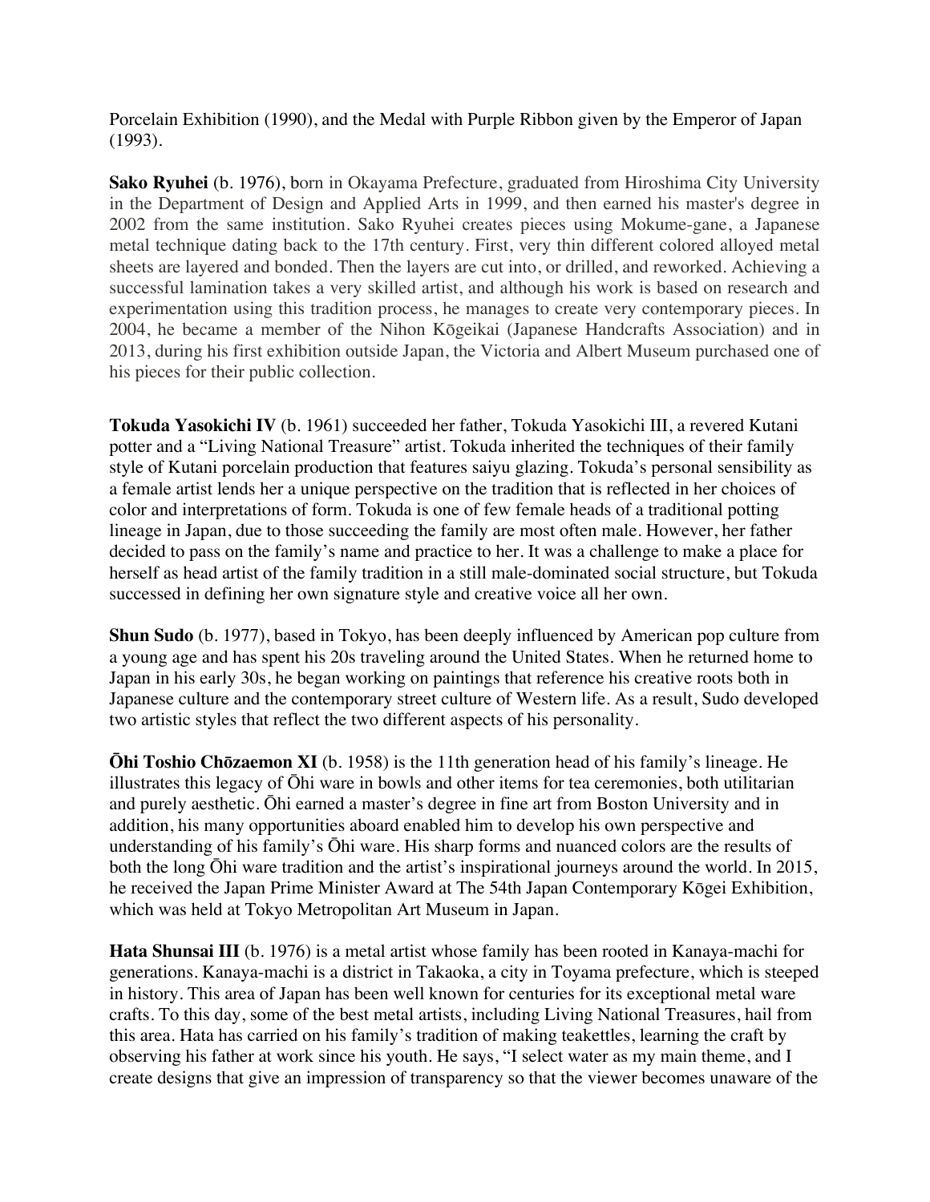Porcelain Exhibition (1990), and the Medal with Purple Ribbon given by the Emperor of Japan (1993).

**Sako Ryuhei** (b. 1976), born in Okayama Prefecture, graduated from Hiroshima City University in the Department of Design and Applied Arts in 1999, and then earned his master's degree in 2002 from the same institution. Sako Ryuhei creates pieces using Mokume-gane, a Japanese metal technique dating back to the 17th century. First, very thin different colored alloyed metal sheets are layered and bonded. Then the layers are cut into, or drilled, and reworked. Achieving a successful lamination takes a very skilled artist, and although his work is based on research and experimentation using this tradition process, he manages to create very contemporary pieces. In 2004, he became a member of the Nihon Kōgeikai (Japanese Handcrafts Association) and in 2013, during his first exhibition outside Japan, the Victoria and Albert Museum purchased one of his pieces for their public collection.

**Tokuda Yasokichi IV** (b. 1961) succeeded her father, Tokuda Yasokichi III, a revered Kutani potter and a "Living National Treasure" artist. Tokuda inherited the techniques of their family style of Kutani porcelain production that features saiyu glazing. Tokuda's personal sensibility as a female artist lends her a unique perspective on the tradition that is reflected in her choices of color and interpretations of form. Tokuda is one of few female heads of a traditional potting lineage in Japan, due to those succeeding the family are most often male. However, her father decided to pass on the family's name and practice to her. It was a challenge to make a place for herself as head artist of the family tradition in a still male-dominated social structure, but Tokuda successed in defining her own signature style and creative voice all her own.

**Shun Sudo** (b. 1977), based in Tokyo, has been deeply influenced by American pop culture from a young age and has spent his 20s traveling around the United States. When he returned home to Japan in his early 30s, he began working on paintings that reference his creative roots both in Japanese culture and the contemporary street culture of Western life. As a result, Sudo developed two artistic styles that reflect the two different aspects of his personality.

**Ōhi Toshio Chōzaemon XI** (b. 1958) is the 11th generation head of his family's lineage. He illustrates this legacy of Ōhi ware in bowls and other items for tea ceremonies, both utilitarian and purely aesthetic. Ōhi earned a master's degree in fine art from Boston University and in addition, his many opportunities aboard enabled him to develop his own perspective and understanding of his family's Ōhi ware. His sharp forms and nuanced colors are the results of both the long Ōhi ware tradition and the artist's inspirational journeys around the world. In 2015, he received the Japan Prime Minister Award at The 54th Japan Contemporary Kōgei Exhibition, which was held at Tokyo Metropolitan Art Museum in Japan.

**Hata Shunsai III** (b. 1976) is a metal artist whose family has been rooted in Kanaya-machi for generations. Kanaya-machi is a district in Takaoka, a city in Toyama prefecture, which is steeped in history. This area of Japan has been well known for centuries for its exceptional metal ware crafts. To this day, some of the best metal artists, including Living National Treasures, hail from this area. Hata has carried on his family's tradition of making teakettles, learning the craft by observing his father at work since his youth. He says, "I select water as my main theme, and I create designs that give an impression of transparency so that the viewer becomes unaware of the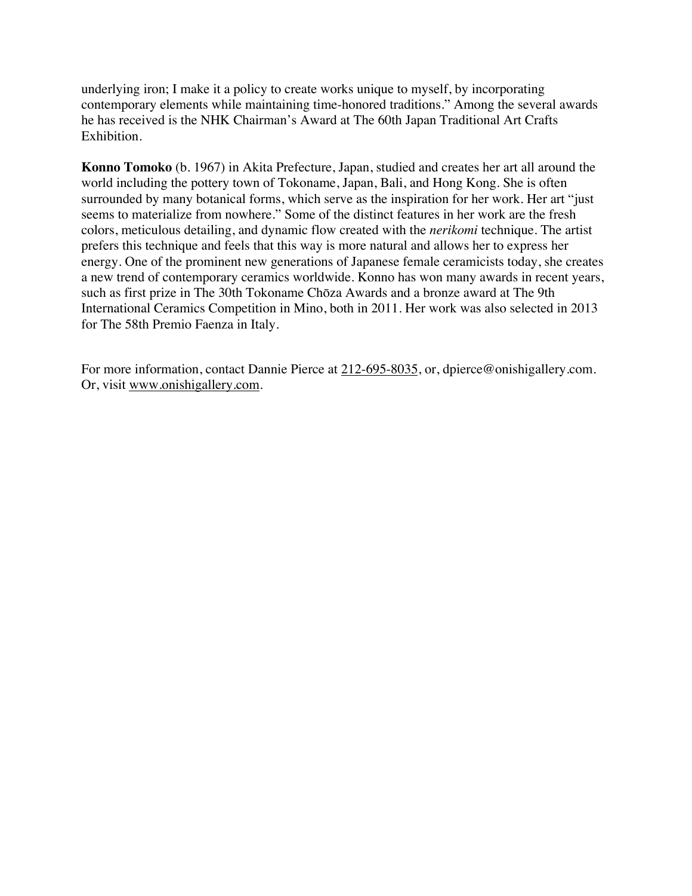underlying iron; I make it a policy to create works unique to myself, by incorporating contemporary elements while maintaining time-honored traditions." Among the several awards he has received is the NHK Chairman's Award at The 60th Japan Traditional Art Crafts Exhibition.

**Konno Tomoko** (b. 1967) in Akita Prefecture, Japan, studied and creates her art all around the world including the pottery town of Tokoname, Japan, Bali, and Hong Kong. She is often surrounded by many botanical forms, which serve as the inspiration for her work. Her art "just seems to materialize from nowhere." Some of the distinct features in her work are the fresh colors, meticulous detailing, and dynamic flow created with the *nerikomi* technique. The artist prefers this technique and feels that this way is more natural and allows her to express her energy. One of the prominent new generations of Japanese female ceramicists today, she creates a new trend of contemporary ceramics worldwide. Konno has won many awards in recent years, such as first prize in The 30th Tokoname Chōza Awards and a bronze award at The 9th International Ceramics Competition in Mino, both in 2011. Her work was also selected in 2013 for The 58th Premio Faenza in Italy.

For more information, contact Dannie Pierce at 212-695-8035, or, dpierce@onishigallery.com. Or, visit www.onishigallery.com.